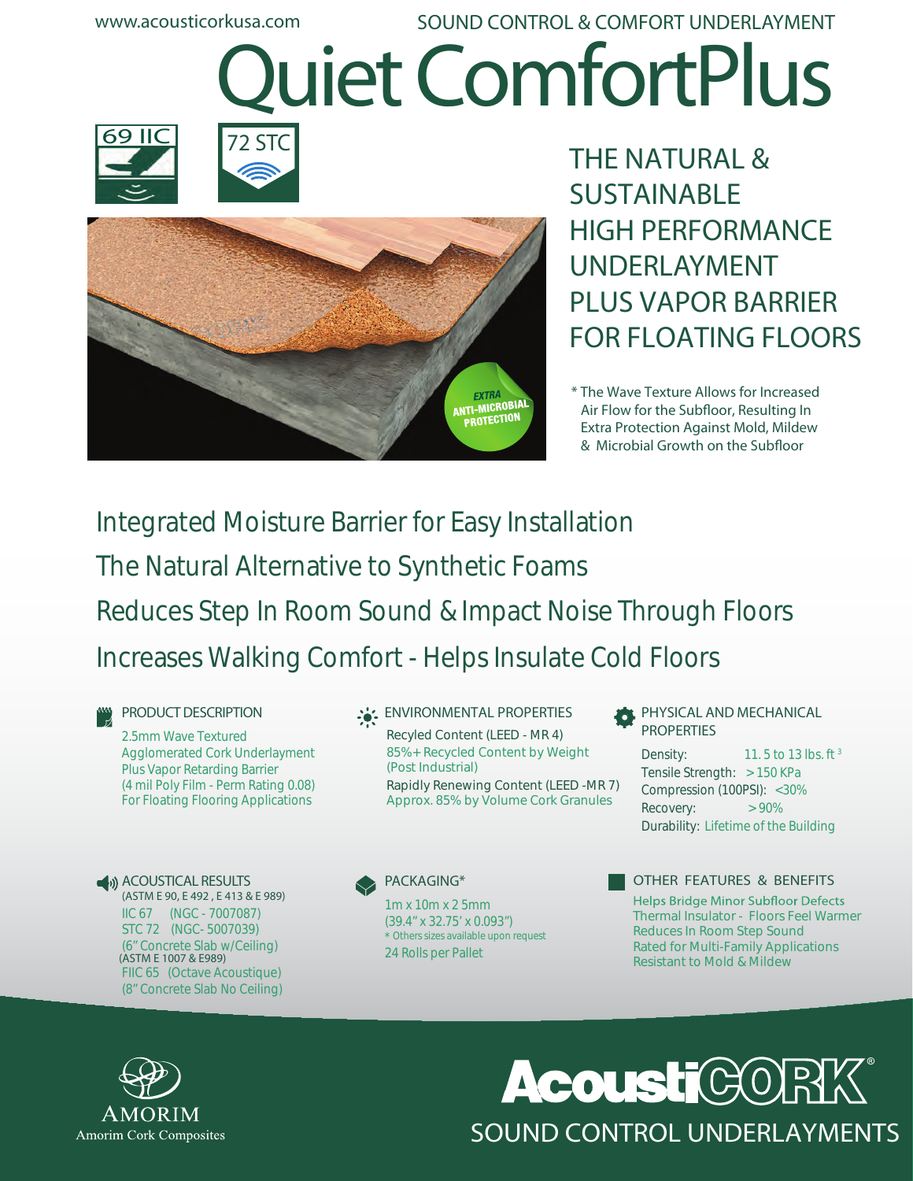www.acousticorkusa.com

SOUND CONTROL & COMFORT UNDERLAYMENT

# Quiet ComfortPlus

69 IIC

72 STC

## THE NATURAL & SUSTAINABLE HIGH PERFORMANCE UNDERLAYMENT PLUS VAPOR BARRIER FOR FLOATING FLOORS

EXTRA ANTI-MICROBIAL PROTECTION

* The Wave Texture Allows for Increased Air Flow for the Subfloor, Resulting In Extra Protection Against Mold, Mildew & Microbial Growth on the Subfloor

## Integrated Moisture Barrier for Easy Installation

## The Natural Alternative to Synthetic Foams

## Reduces Step In Room Sound & Impact Noise Through Floors

## Increases Walking Comfort - Helps Insulate Cold Floors

### PRODUCT DESCRIPTION

2.5mm Wave Textured
Agglomerated Cork Underlayment
Plus Vapor Retarding Barrier
(4 mil Poly Film - Perm Rating 0.08)
For Floating Flooring Applications

### ENVIRONMENTAL PROPERTIES

Recyled Content (LEED - MR 4)
85%+ Recycled Content by Weight
(Post Industrial)
Rapidly Renewing Content (LEED -MR 7)
Approx. 85% by Volume Cork Granules

### PHYSICAL AND MECHANICAL PROPERTIES

Density: 11. 5 to 13 lbs. ft $^3$
Tensile Strength: > 150 KPa
Compression (100PSI): <30%
Recovery: > 90%
Durability: Lifetime of the Building

### ACOUSTICAL RESULTS

(ASTM E 90, E 492 , E 413 & E 989)
IIC 67 (NGC - 7007087)
STC 72 (NGC- 5007039)
(6" Concrete Slab w/Ceiling)
(ASTM E 1007 & E989)
FIIC 65 (Octave Acoustique)
(8" Concrete Slab No Ceiling)

### PACKAGING*

1m x 10m x 2 5mm
(39.4" x 32.75' x 0.093")
* Others sizes available upon request
24 Rolls per Pallet

### OTHER FEATURES & BENEFITS

Helps Bridge Minor Subfloor Defects
Thermal Insulator - Floors Feel Warmer
Reduces In Room Step Sound
Rated for Multi-Family Applications
Resistant to Mold & Mildew

AMORIM
Amorim Cork Composites

AcoustiCORK®
SOUND CONTROL UNDERLAYMENTS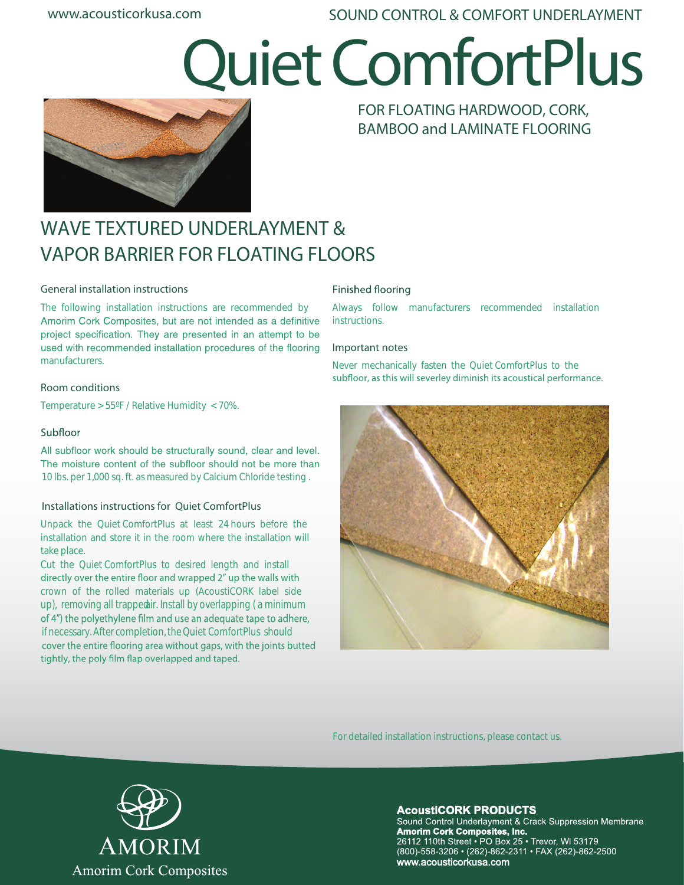www.acousticorkusa.com

SOUND CONTROL & COMFORT UNDERLAYMENT

# Quiet ComfortPlus

FOR FLOATING HARDWOOD, CORK, BAMBOO and LAMINATE FLOORING

## WAVE TEXTURED UNDERLAYMENT & VAPOR BARRIER FOR FLOATING FLOORS

### General installation instructions

The following installation instructions are recommended by Amorim Cork Composites, but are not intended as a definitive project specification. They are presented in an attempt to be used with recommended installation procedures of the flooring manufacturers.

### Room conditions

Temperature > 55ºF / Relative Humidity < 70%.

### Subfloor

All subfloor work should be structurally sound, clear and level. The moisture content of the subfloor should not be more than 10 lbs. per 1,000 sq. ft. as measured by Calcium Chloride testing .

### Installations instructions for Quiet ComfortPlus

Unpack the Quiet ComfortPlus at least 24 hours before the installation and store it in the room where the installation will take place.

Cut the Quiet ComfortPlus to desired length and install directly over the entire floor and wrapped 2" up the walls with crown of the rolled materials up (AcoustiCORK label side up), removing all trapped air. Install by overlapping ( a minimum of 4") the polyethylene film and use an adequate tape to adhere, if necessary. After completion, the Quiet ComfortPlus should cover the entire flooring area without gaps, with the joints butted tightly, the poly film flap overlapped and taped.

### Finished flooring

Always follow manufacturers recommended installation instructions.

### Important notes

Never mechanically fasten the Quiet ComfortPlus to the subfloor, as this will severley diminish its acoustical performance.

For detailed installation instructions, please contact us.

AMORIM

Amorim Cork Composites

**AcoustiCORK PRODUCTS**

Sound Control Underlayment & Crack Suppression Membrane

**Amorim Cork Composites, Inc.**

26112 110th Street • PO Box 25 • Trevor, WI 53179

(800)-558-3206 • (262)-862-2311 • FAX (262)-862-2500

**www.acousticorkusa.com**